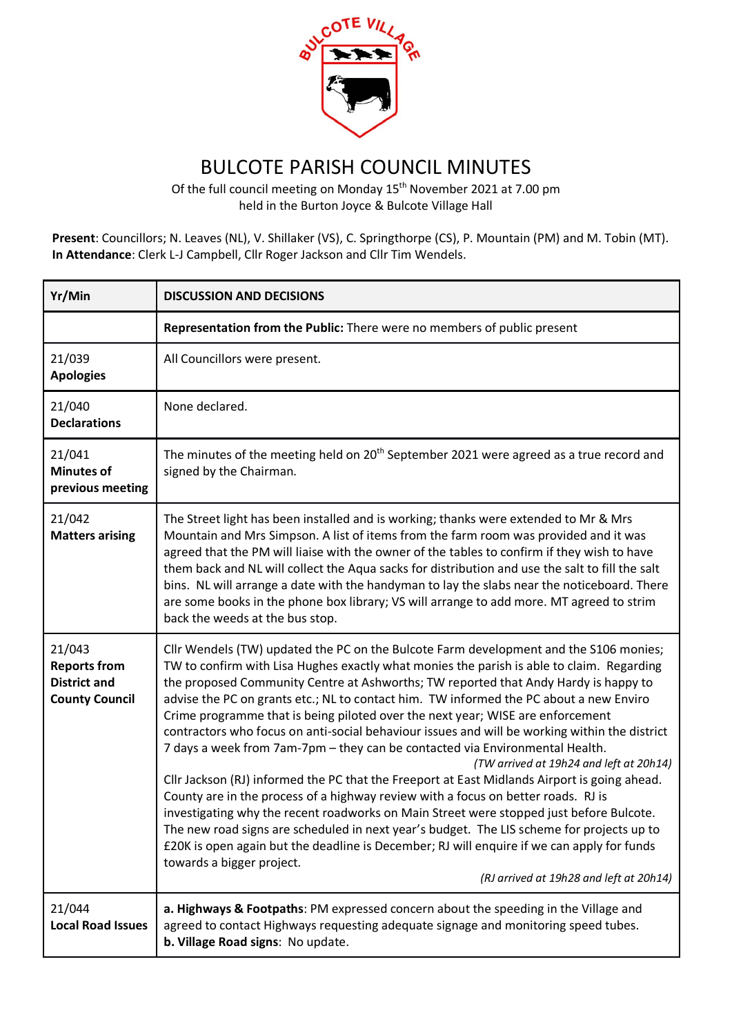# BULCOTE PARISH COUNCIL MINUTES

Of the full council meeting on Monday 15th November 2021 at 7.00 pm
held in the Burton Joyce & Bulcote Village Hall

**Present**: Councillors; N. Leaves (NL), V. Shillaker (VS), C. Springthorpe (CS), P. Mountain (PM) and M. Tobin (MT).
**In Attendance**: Clerk L-J Campbell, Cllr Roger Jackson and Cllr Tim Wendels.

| Yr/Min | DISCUSSION AND DECISIONS |
|---|---|
| | **Representation from the Public:** There were no members of public present |
| 21/039 **Apologies** | All Councillors were present. |
| 21/040 **Declarations** | None declared. |
| 21/041 **Minutes of previous meeting** | The minutes of the meeting held on 20th September 2021 were agreed as a true record and signed by the Chairman. |
| 21/042 **Matters arising** | The Street light has been installed and is working; thanks were extended to Mr & Mrs Mountain and Mrs Simpson. A list of items from the farm room was provided and it was agreed that the PM will liaise with the owner of the tables to confirm if they wish to have them back and NL will collect the Aqua sacks for distribution and use the salt to fill the salt bins. NL will arrange a date with the handyman to lay the slabs near the noticeboard. There are some books in the phone box library; VS will arrange to add more. MT agreed to strim back the weeds at the bus stop. |
| 21/043 **Reports from District and County Council** | Cllr Wendels (TW) updated the PC on the Bulcote Farm development and the S106 monies; TW to confirm with Lisa Hughes exactly what monies the parish is able to claim. Regarding the proposed Community Centre at Ashworths; TW reported that Andy Hardy is happy to advise the PC on grants etc.; NL to contact him. TW informed the PC about a new Enviro Crime programme that is being piloted over the next year; WISE are enforcement contractors who focus on anti-social behaviour issues and will be working within the district 7 days a week from 7am-7pm – they can be contacted via Environmental Health. *(TW arrived at 19h24 and left at 20h14)* Cllr Jackson (RJ) informed the PC that the Freeport at East Midlands Airport is going ahead. County are in the process of a highway review with a focus on better roads. RJ is investigating why the recent roadworks on Main Street were stopped just before Bulcote. The new road signs are scheduled in next year's budget. The LIS scheme for projects up to £20K is open again but the deadline is December; RJ will enquire if we can apply for funds towards a bigger project. *(RJ arrived at 19h28 and left at 20h14)* |
| 21/044 **Local Road Issues** | **a. Highways & Footpaths**: PM expressed concern about the speeding in the Village and agreed to contact Highways requesting adequate signage and monitoring speed tubes. **b. Village Road signs**: No update. |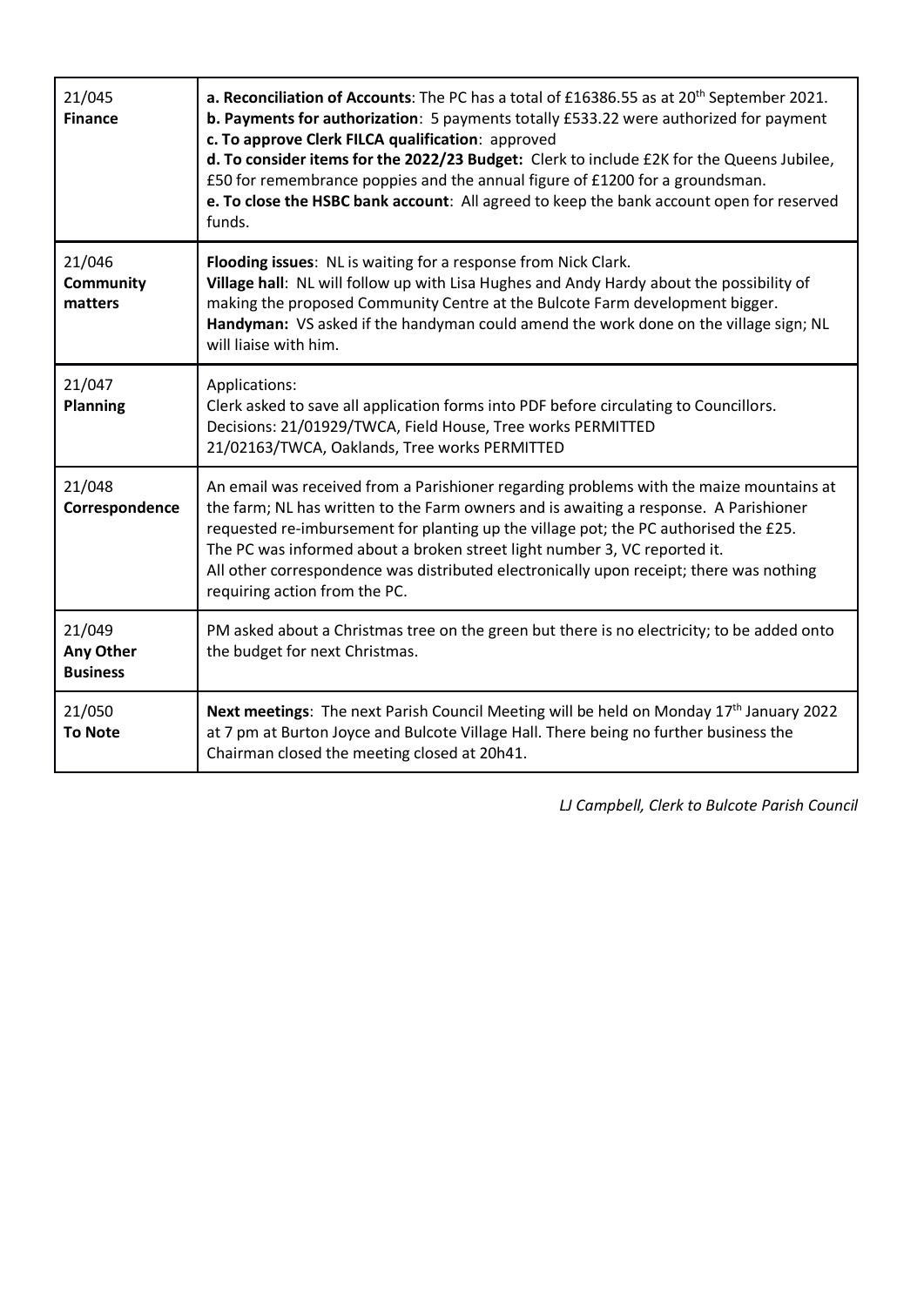| | |
|---|---|
| 21/045 **Finance** | **a. Reconciliation of Accounts**: The PC has a total of £16386.55 as at 20th September 2021.<br>**b. Payments for authorization**: 5 payments totally £533.22 were authorized for payment<br>**c. To approve Clerk FILCA qualification**: approved<br>**d. To consider items for the 2022/23 Budget:** Clerk to include £2K for the Queens Jubilee, £50 for remembrance poppies and the annual figure of £1200 for a groundsman.<br>**e. To close the HSBC bank account**: All agreed to keep the bank account open for reserved funds. |
| 21/046 **Community matters** | **Flooding issues**: NL is waiting for a response from Nick Clark.<br>**Village hall**: NL will follow up with Lisa Hughes and Andy Hardy about the possibility of making the proposed Community Centre at the Bulcote Farm development bigger.<br>**Handyman:** VS asked if the handyman could amend the work done on the village sign; NL will liaise with him. |
| 21/047 **Planning** | Applications:<br>Clerk asked to save all application forms into PDF before circulating to Councillors.<br>Decisions: 21/01929/TWCA, Field House, Tree works PERMITTED<br>21/02163/TWCA, Oaklands, Tree works PERMITTED |
| 21/048 **Correspondence** | An email was received from a Parishioner regarding problems with the maize mountains at the farm; NL has written to the Farm owners and is awaiting a response. A Parishioner requested re-imbursement for planting up the village pot; the PC authorised the £25.<br>The PC was informed about a broken street light number 3, VC reported it.<br>All other correspondence was distributed electronically upon receipt; there was nothing requiring action from the PC. |
| 21/049 **Any Other Business** | PM asked about a Christmas tree on the green but there is no electricity; to be added onto the budget for next Christmas. |
| 21/050 **To Note** | **Next meetings**: The next Parish Council Meeting will be held on Monday 17th January 2022 at 7 pm at Burton Joyce and Bulcote Village Hall. There being no further business the Chairman closed the meeting closed at 20h41. |

*LJ Campbell, Clerk to Bulcote Parish Council*